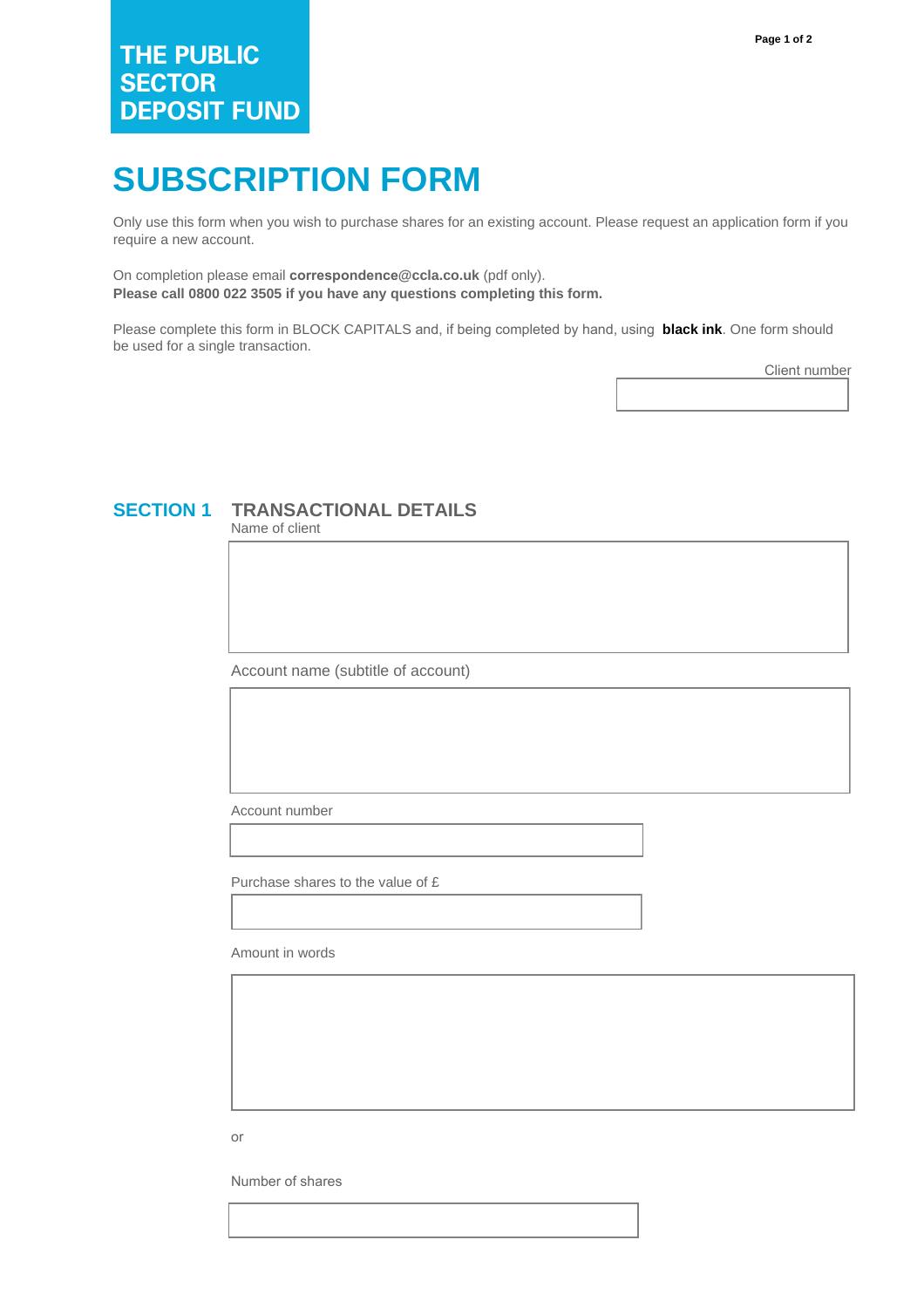# THE PUBLIC SECTOR DEPOSIT FUND

# SUBSCRIPTION FORM

Only use this form when you wish to purchase shares for an existing account. Please request an application form if you require a new account.

On completion please email **correspondence@ccla.co.uk** (pdf only).
**Please call 0800 022 3505 if you have any questions completing this form.**

Please complete this form in BLOCK CAPITALS and, if being completed by hand, using **black ink**. One form should be used for a single transaction.

Client number

## SECTION 1 TRANSACTIONAL DETAILS

Name of client

Account name (subtitle of account)

Account number

Purchase shares to the value of £

Amount in words

or

Number of shares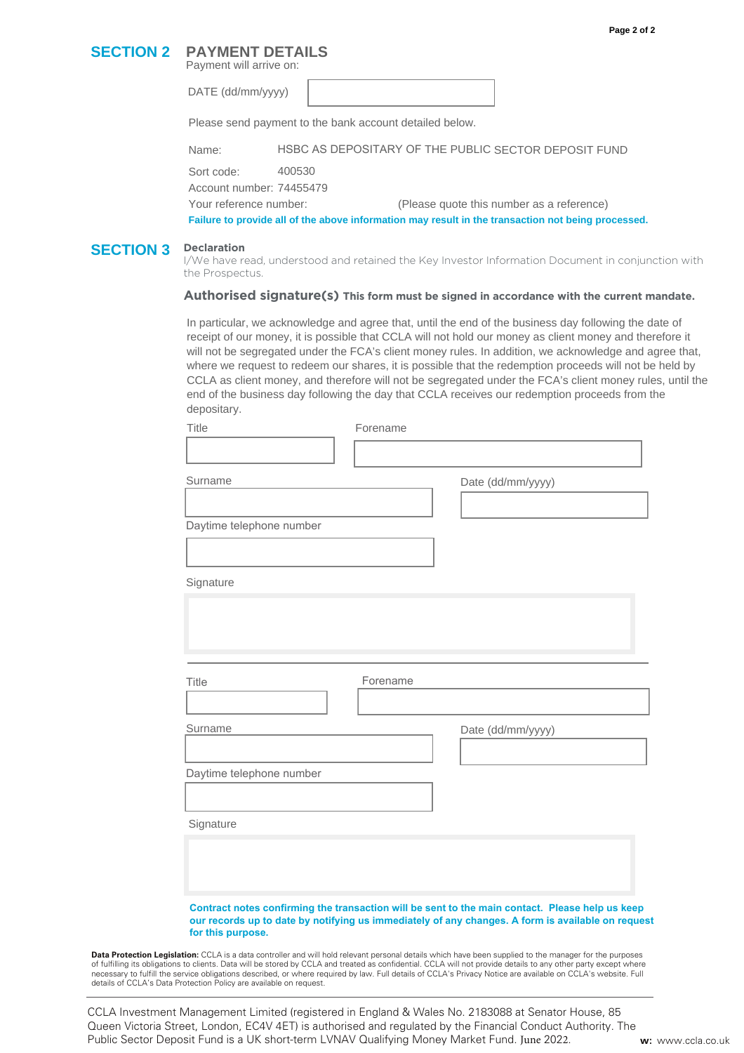## SECTION 2 PAYMENT DETAILS

Payment will arrive on:

DATE (dd/mm/yyyy)

Please send payment to the bank account detailed below.

Name: HSBC AS DEPOSITARY OF THE PUBLIC SECTOR DEPOSIT FUND

Sort code: 400530

Account number: 74455479

Your reference number: (Please quote this number as a reference)

**Failure to provide all of the above information may result in the transaction not being processed.**

## SECTION 3 Declaration

I/We have read, understood and retained the Key Investor Information Document in conjunction with the Prospectus.

**Authorised signature(s) This form must be signed in accordance with the current mandate.**

In particular, we acknowledge and agree that, until the end of the business day following the date of receipt of our money, it is possible that CCLA will not hold our money as client money and therefore it will not be segregated under the FCA's client money rules. In addition, we acknowledge and agree that, where we request to redeem our shares, it is possible that the redemption proceeds will not be held by CCLA as client money, and therefore will not be segregated under the FCA's client money rules, until the end of the business day following the day that CCLA receives our redemption proceeds from the depositary.

Title

Forename

Surname

Date (dd/mm/yyyy)

Daytime telephone number

Signature

---

Title

Forename

Surname

Date (dd/mm/yyyy)

Daytime telephone number

Signature

**Contract notes confirming the transaction will be sent to the main contact. Please help us keep our records up to date by notifying us immediately of any changes. A form is available on request for this purpose.**

**Data Protection Legislation:** CCLA is a data controller and will hold relevant personal details which have been supplied to the manager for the purposes of fulfilling its obligations to clients. Data will be stored by CCLA and treated as confidential. CCLA will not provide details to any other party except where necessary to fulfill the service obligations described, or where required by law. Full details of CCLA's Privacy Notice are available on CCLA's website. Full details of CCLA's Data Protection Policy are available on request.

CCLA Investment Management Limited (registered in England & Wales No. 2183088 at Senator House, 85 Queen Victoria Street, London, EC4V 4ET) is authorised and regulated by the Financial Conduct Authority. The Public Sector Deposit Fund is a UK short-term LVNAV Qualifying Money Market Fund. June 2022.

**w:** www.ccla.co.uk